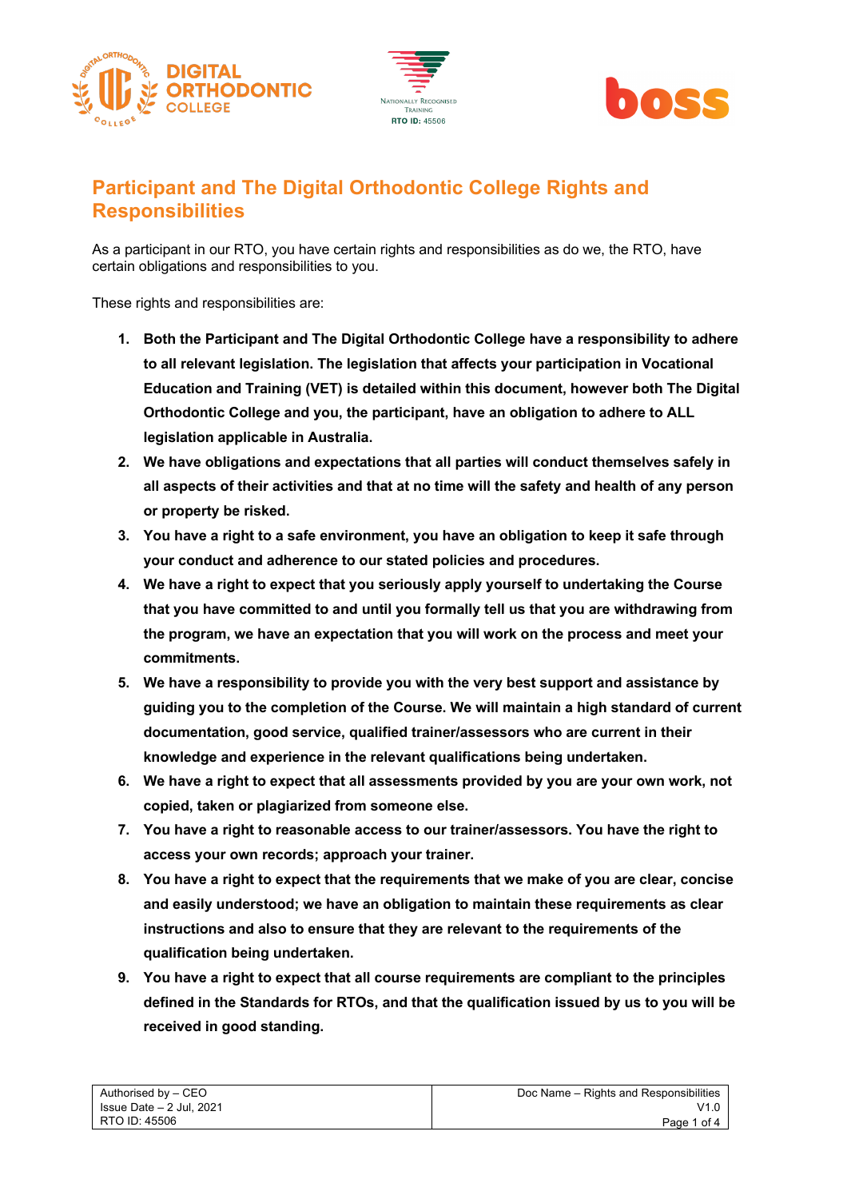# Participant and The Digital Orthodontic College Rights and Responsibilities

As a participant in our RTO, you have certain rights and responsibilities as do we, the RTO, have certain obligations and responsibilities to you.

These rights and responsibilities are:

1. **Both the Participant and The Digital Orthodontic College have a responsibility to adhere to all relevant legislation. The legislation that affects your participation in Vocational Education and Training (VET) is detailed within this document, however both The Digital Orthodontic College and you, the participant, have an obligation to adhere to ALL legislation applicable in Australia.**
2. **We have obligations and expectations that all parties will conduct themselves safely in all aspects of their activities and that at no time will the safety and health of any person or property be risked.**
3. **You have a right to a safe environment, you have an obligation to keep it safe through your conduct and adherence to our stated policies and procedures.**
4. **We have a right to expect that you seriously apply yourself to undertaking the Course that you have committed to and until you formally tell us that you are withdrawing from the program, we have an expectation that you will work on the process and meet your commitments.**
5. **We have a responsibility to provide you with the very best support and assistance by guiding you to the completion of the Course. We will maintain a high standard of current documentation, good service, qualified trainer/assessors who are current in their knowledge and experience in the relevant qualifications being undertaken.**
6. **We have a right to expect that all assessments provided by you are your own work, not copied, taken or plagiarized from someone else.**
7. **You have a right to reasonable access to our trainer/assessors. You have the right to access your own records; approach your trainer.**
8. **You have a right to expect that the requirements that we make of you are clear, concise and easily understood; we have an obligation to maintain these requirements as clear instructions and also to ensure that they are relevant to the requirements of the qualification being undertaken.**
9. **You have a right to expect that all course requirements are compliant to the principles defined in the Standards for RTOs, and that the qualification issued by us to you will be received in good standing.**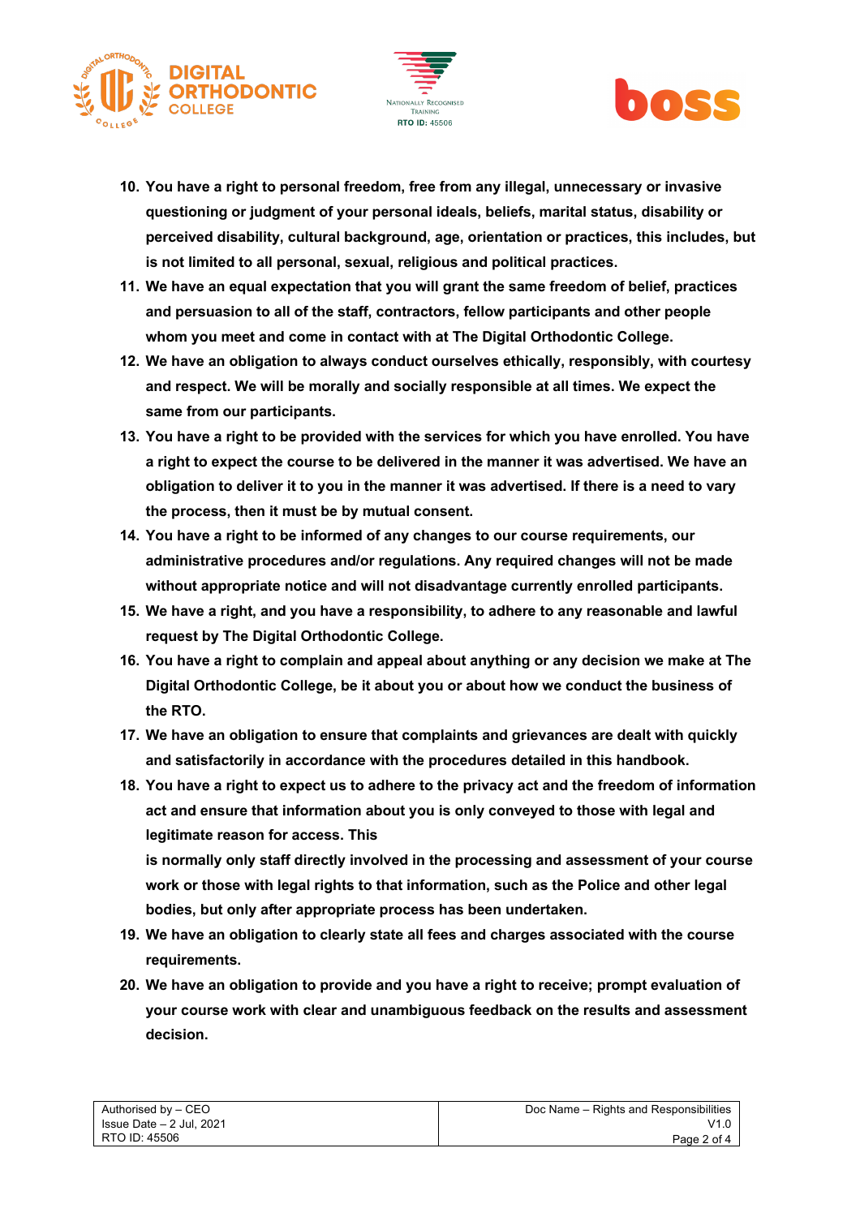10. **You have a right to personal freedom, free from any illegal, unnecessary or invasive questioning or judgment of your personal ideals, beliefs, marital status, disability or perceived disability, cultural background, age, orientation or practices, this includes, but is not limited to all personal, sexual, religious and political practices.**
11. **We have an equal expectation that you will grant the same freedom of belief, practices and persuasion to all of the staff, contractors, fellow participants and other people whom you meet and come in contact with at The Digital Orthodontic College.**
12. **We have an obligation to always conduct ourselves ethically, responsibly, with courtesy and respect. We will be morally and socially responsible at all times. We expect the same from our participants.**
13. **You have a right to be provided with the services for which you have enrolled. You have a right to expect the course to be delivered in the manner it was advertised. We have an obligation to deliver it to you in the manner it was advertised. If there is a need to vary the process, then it must be by mutual consent.**
14. **You have a right to be informed of any changes to our course requirements, our administrative procedures and/or regulations. Any required changes will not be made without appropriate notice and will not disadvantage currently enrolled participants.**
15. **We have a right, and you have a responsibility, to adhere to any reasonable and lawful request by The Digital Orthodontic College.**
16. **You have a right to complain and appeal about anything or any decision we make at The Digital Orthodontic College, be it about you or about how we conduct the business of the RTO.**
17. **We have an obligation to ensure that complaints and grievances are dealt with quickly and satisfactorily in accordance with the procedures detailed in this handbook.**
18. **You have a right to expect us to adhere to the privacy act and the freedom of information act and ensure that information about you is only conveyed to those with legal and legitimate reason for access. This is normally only staff directly involved in the processing and assessment of your course work or those with legal rights to that information, such as the Police and other legal bodies, but only after appropriate process has been undertaken.**
19. **We have an obligation to clearly state all fees and charges associated with the course requirements.**
20. **We have an obligation to provide and you have a right to receive; prompt evaluation of your course work with clear and unambiguous feedback on the results and assessment decision.**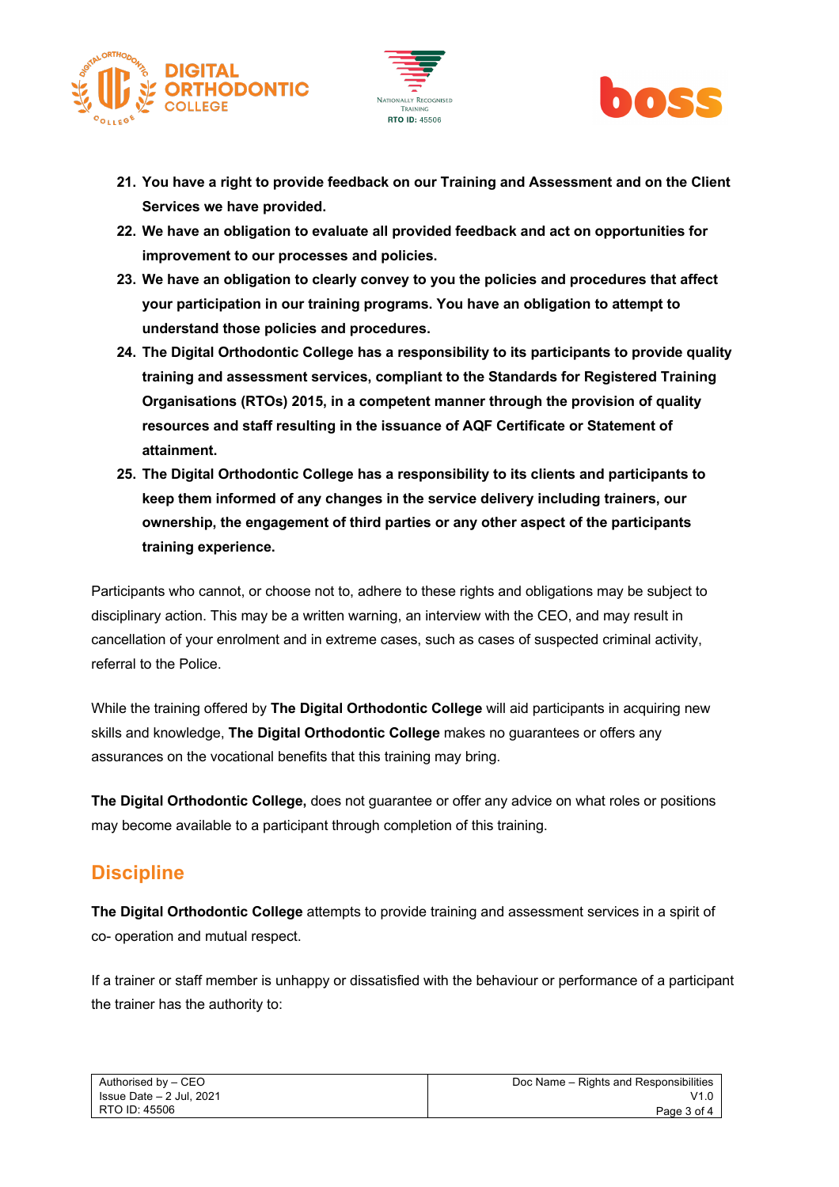21. **You have a right to provide feedback on our Training and Assessment and on the Client Services we have provided.**
22. **We have an obligation to evaluate all provided feedback and act on opportunities for improvement to our processes and policies.**
23. **We have an obligation to clearly convey to you the policies and procedures that affect your participation in our training programs. You have an obligation to attempt to understand those policies and procedures.**
24. **The Digital Orthodontic College has a responsibility to its participants to provide quality training and assessment services, compliant to the Standards for Registered Training Organisations (RTOs) 2015, in a competent manner through the provision of quality resources and staff resulting in the issuance of AQF Certificate or Statement of attainment.**
25. **The Digital Orthodontic College has a responsibility to its clients and participants to keep them informed of any changes in the service delivery including trainers, our ownership, the engagement of third parties or any other aspect of the participants training experience.**

Participants who cannot, or choose not to, adhere to these rights and obligations may be subject to disciplinary action. This may be a written warning, an interview with the CEO, and may result in cancellation of your enrolment and in extreme cases, such as cases of suspected criminal activity, referral to the Police.

While the training offered by **The Digital Orthodontic College** will aid participants in acquiring new skills and knowledge, **The Digital Orthodontic College** makes no guarantees or offers any assurances on the vocational benefits that this training may bring.

**The Digital Orthodontic College,** does not guarantee or offer any advice on what roles or positions may become available to a participant through completion of this training.

## Discipline

**The Digital Orthodontic College** attempts to provide training and assessment services in a spirit of co- operation and mutual respect.

If a trainer or staff member is unhappy or dissatisfied with the behaviour or performance of a participant the trainer has the authority to: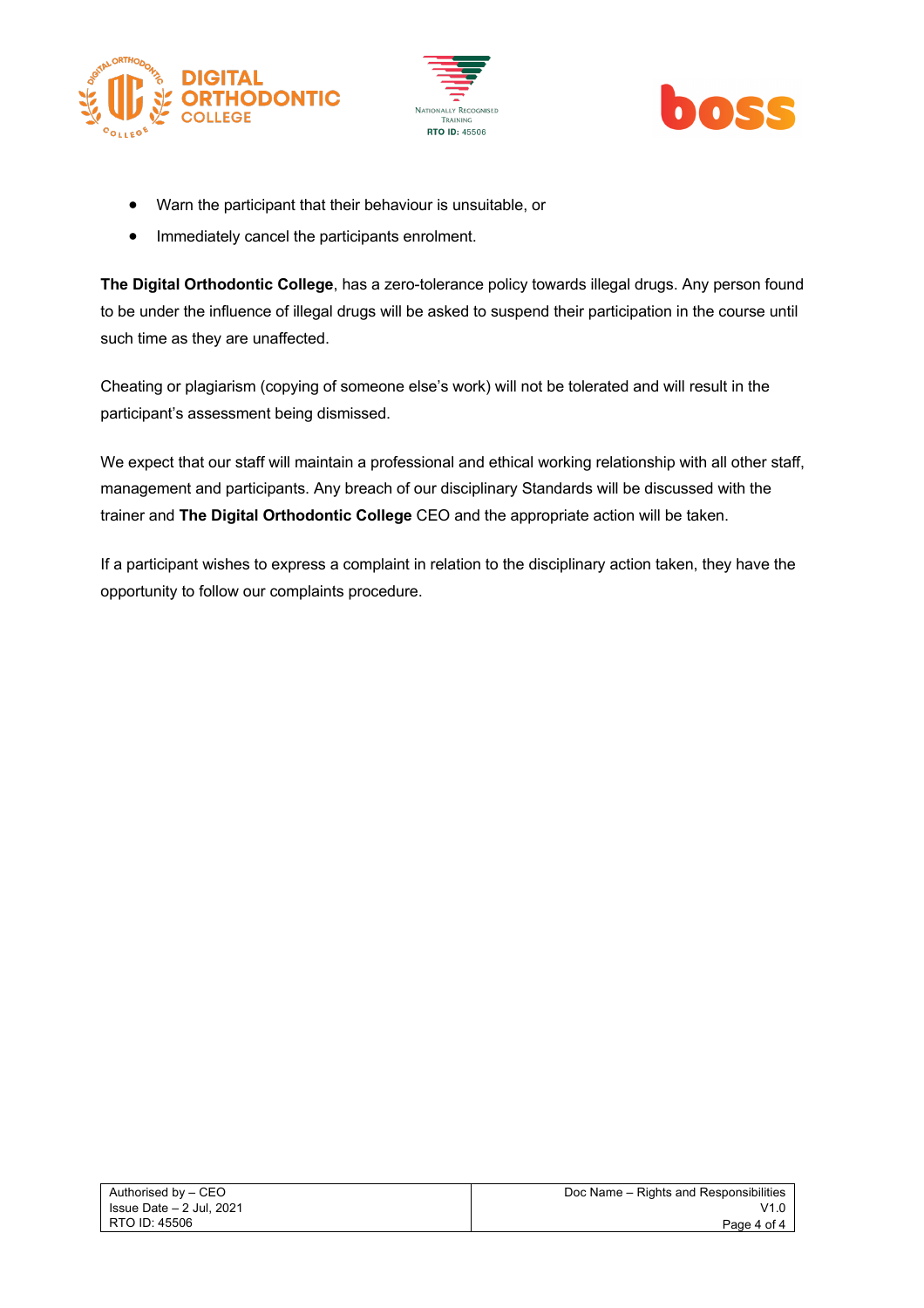- Warn the participant that their behaviour is unsuitable, or
- Immediately cancel the participants enrolment.

**The Digital Orthodontic College**, has a zero-tolerance policy towards illegal drugs. Any person found to be under the influence of illegal drugs will be asked to suspend their participation in the course until such time as they are unaffected.

Cheating or plagiarism (copying of someone else's work) will not be tolerated and will result in the participant's assessment being dismissed.

We expect that our staff will maintain a professional and ethical working relationship with all other staff, management and participants. Any breach of our disciplinary Standards will be discussed with the trainer and **The Digital Orthodontic College** CEO and the appropriate action will be taken.

If a participant wishes to express a complaint in relation to the disciplinary action taken, they have the opportunity to follow our complaints procedure.